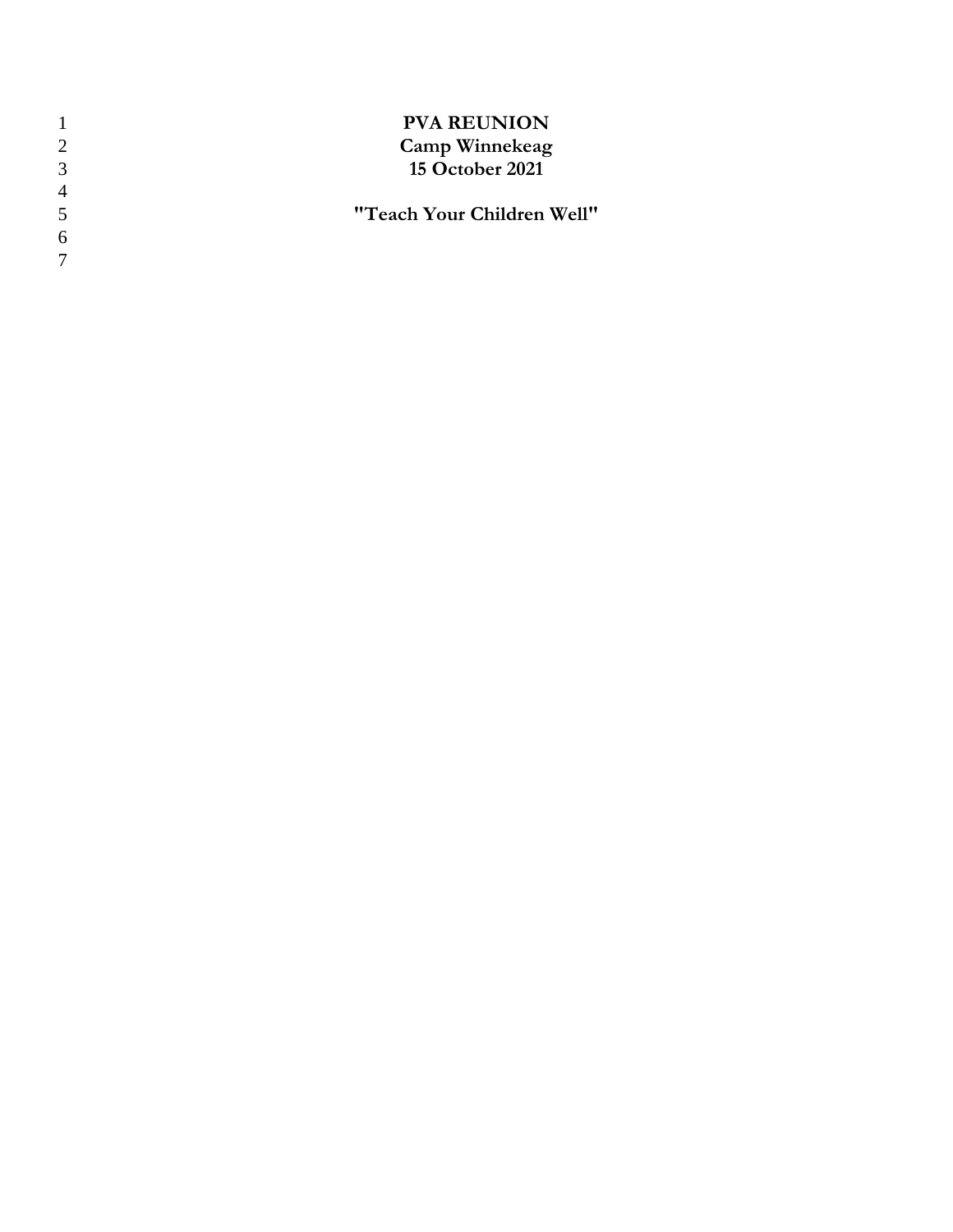# PVA REUNION

**Camp Winnekeag**

**15 October 2021**

**"Teach Your Children Well"**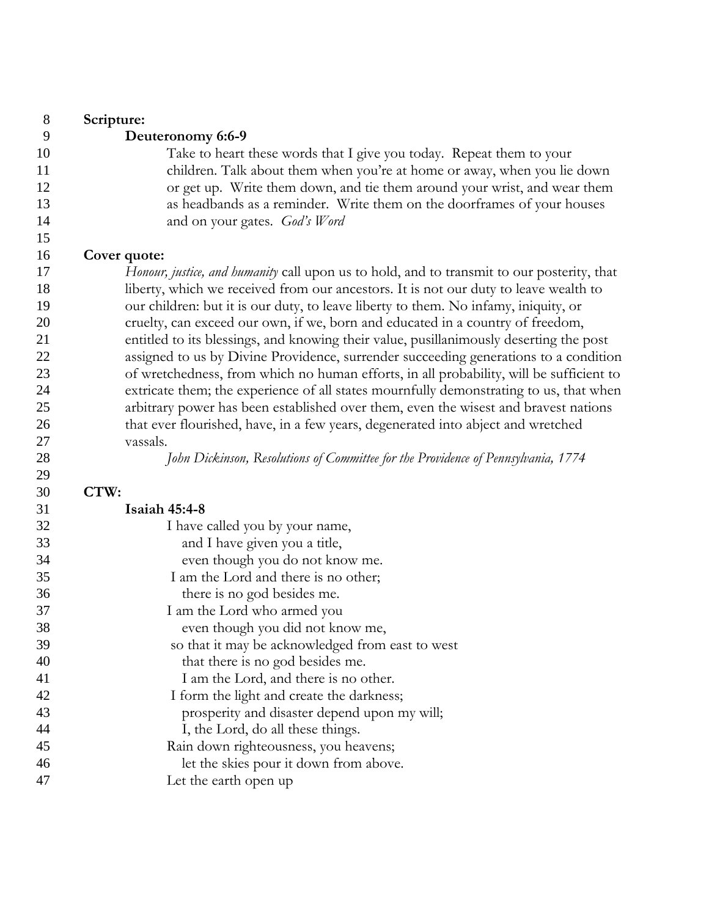**Scripture:**

**Deuteronomy 6:6-9**

Take to heart these words that I give you today. Repeat them to your children. Talk about them when you're at home or away, when you lie down or get up. Write them down, and tie them around your wrist, and wear them as headbands as a reminder. Write them on the doorframes of your houses and on your gates. *God's Word*

**Cover quote:**

*Honour, justice, and humanity* call upon us to hold, and to transmit to our posterity, that liberty, which we received from our ancestors. It is not our duty to leave wealth to our children: but it is our duty, to leave liberty to them. No infamy, iniquity, or cruelty, can exceed our own, if we, born and educated in a country of freedom, entitled to its blessings, and knowing their value, pusillanimously deserting the post assigned to us by Divine Providence, surrender succeeding generations to a condition of wretchedness, from which no human efforts, in all probability, will be sufficient to extricate them; the experience of all states mournfully demonstrating to us, that when arbitrary power has been established over them, even the wisest and bravest nations that ever flourished, have, in a few years, degenerated into abject and wretched vassals.

*John Dickinson, Resolutions of Committee for the Providence of Pennsylvania, 1774*

**CTW:**

**Isaiah 45:4-8**

I have called you by your name,
and I have given you a title,
even though you do not know me.
I am the Lord and there is no other;
there is no god besides me.
I am the Lord who armed you
even though you did not know me,
so that it may be acknowledged from east to west
that there is no god besides me.
I am the Lord, and there is no other.
I form the light and create the darkness;
prosperity and disaster depend upon my will;
I, the Lord, do all these things.
Rain down righteousness, you heavens;
let the skies pour it down from above.
Let the earth open up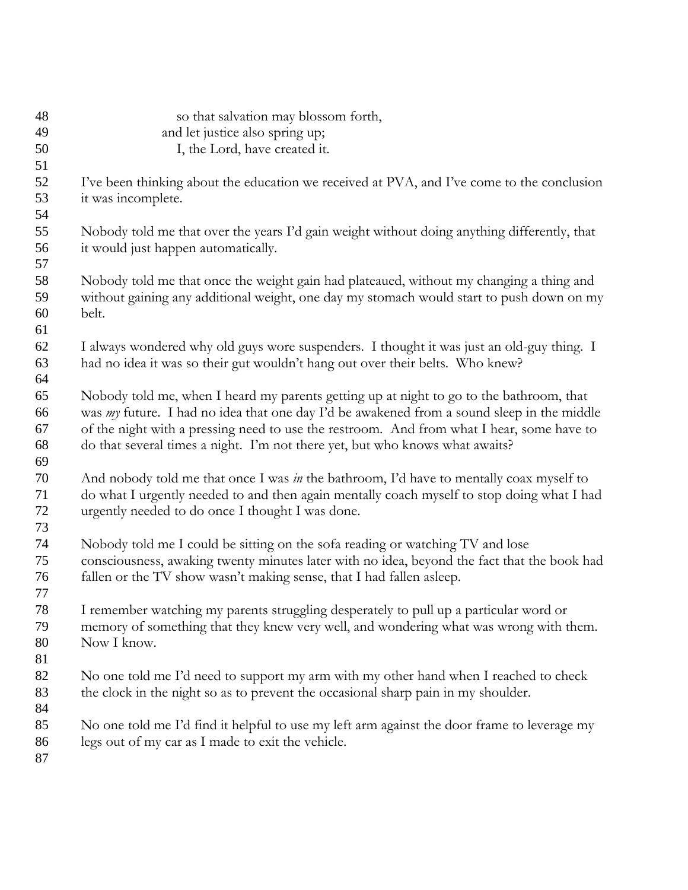so that salvation may blossom forth,
and let justice also spring up;
I, the Lord, have created it.

I've been thinking about the education we received at PVA, and I've come to the conclusion it was incomplete.

Nobody told me that over the years I'd gain weight without doing anything differently, that it would just happen automatically.

Nobody told me that once the weight gain had plateaued, without my changing a thing and without gaining any additional weight, one day my stomach would start to push down on my belt.

I always wondered why old guys wore suspenders. I thought it was just an old-guy thing. I had no idea it was so their gut wouldn't hang out over their belts. Who knew?

Nobody told me, when I heard my parents getting up at night to go to the bathroom, that was *my* future. I had no idea that one day I'd be awakened from a sound sleep in the middle of the night with a pressing need to use the restroom. And from what I hear, some have to do that several times a night. I'm not there yet, but who knows what awaits?

And nobody told me that once I was *in* the bathroom, I'd have to mentally coax myself to do what I urgently needed to and then again mentally coach myself to stop doing what I had urgently needed to do once I thought I was done.

Nobody told me I could be sitting on the sofa reading or watching TV and lose consciousness, awaking twenty minutes later with no idea, beyond the fact that the book had fallen or the TV show wasn't making sense, that I had fallen asleep.

I remember watching my parents struggling desperately to pull up a particular word or memory of something that they knew very well, and wondering what was wrong with them. Now I know.

No one told me I'd need to support my arm with my other hand when I reached to check the clock in the night so as to prevent the occasional sharp pain in my shoulder.

No one told me I'd find it helpful to use my left arm against the door frame to leverage my legs out of my car as I made to exit the vehicle.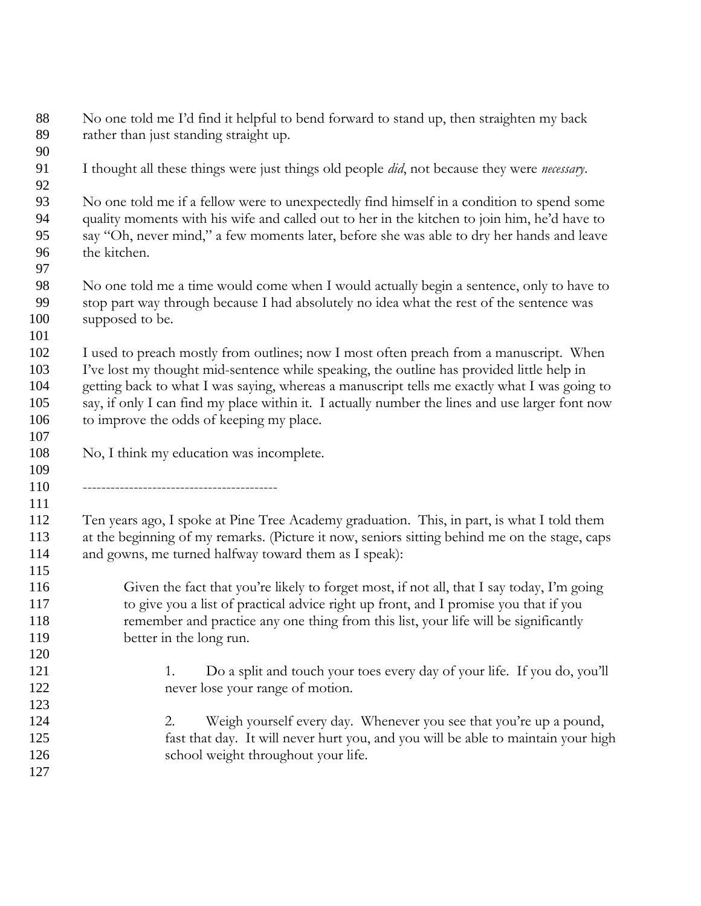No one told me I'd find it helpful to bend forward to stand up, then straighten my back rather than just standing straight up.

I thought all these things were just things old people *did*, not because they were *necessary*.

No one told me if a fellow were to unexpectedly find himself in a condition to spend some quality moments with his wife and called out to her in the kitchen to join him, he'd have to say "Oh, never mind," a few moments later, before she was able to dry her hands and leave the kitchen.

No one told me a time would come when I would actually begin a sentence, only to have to stop part way through because I had absolutely no idea what the rest of the sentence was supposed to be.

I used to preach mostly from outlines; now I most often preach from a manuscript. When I've lost my thought mid-sentence while speaking, the outline has provided little help in getting back to what I was saying, whereas a manuscript tells me exactly what I was going to say, if only I can find my place within it. I actually number the lines and use larger font now to improve the odds of keeping my place.

No, I think my education was incomplete.

------------------------------------------

Ten years ago, I spoke at Pine Tree Academy graduation. This, in part, is what I told them at the beginning of my remarks. (Picture it now, seniors sitting behind me on the stage, caps and gowns, me turned halfway toward them as I speak):

> Given the fact that you're likely to forget most, if not all, that I say today, I'm going to give you a list of practical advice right up front, and I promise you that if you remember and practice any one thing from this list, your life will be significantly better in the long run.
>
> 1. Do a split and touch your toes every day of your life. If you do, you'll never lose your range of motion.
>
> 2. Weigh yourself every day. Whenever you see that you're up a pound, fast that day. It will never hurt you, and you will be able to maintain your high school weight throughout your life.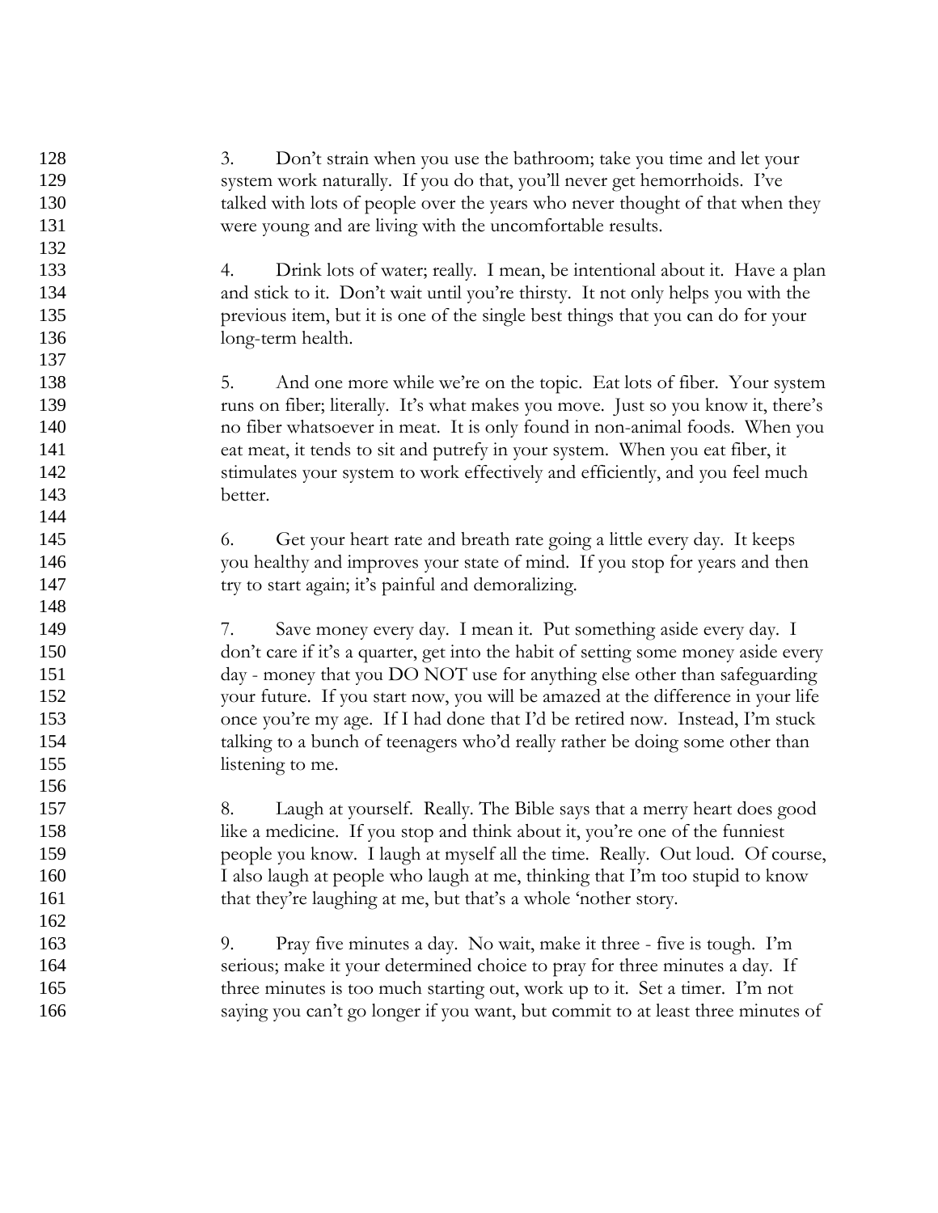3. Don't strain when you use the bathroom; take you time and let your system work naturally. If you do that, you'll never get hemorrhoids. I've talked with lots of people over the years who never thought of that when they were young and are living with the uncomfortable results.

4. Drink lots of water; really. I mean, be intentional about it. Have a plan and stick to it. Don't wait until you're thirsty. It not only helps you with the previous item, but it is one of the single best things that you can do for your long-term health.

5. And one more while we're on the topic. Eat lots of fiber. Your system runs on fiber; literally. It's what makes you move. Just so you know it, there's no fiber whatsoever in meat. It is only found in non-animal foods. When you eat meat, it tends to sit and putrefy in your system. When you eat fiber, it stimulates your system to work effectively and efficiently, and you feel much better.

6. Get your heart rate and breath rate going a little every day. It keeps you healthy and improves your state of mind. If you stop for years and then try to start again; it's painful and demoralizing.

7. Save money every day. I mean it. Put something aside every day. I don't care if it's a quarter, get into the habit of setting some money aside every day - money that you DO NOT use for anything else other than safeguarding your future. If you start now, you will be amazed at the difference in your life once you're my age. If I had done that I'd be retired now. Instead, I'm stuck talking to a bunch of teenagers who'd really rather be doing some other than listening to me.

8. Laugh at yourself. Really. The Bible says that a merry heart does good like a medicine. If you stop and think about it, you're one of the funniest people you know. I laugh at myself all the time. Really. Out loud. Of course, I also laugh at people who laugh at me, thinking that I'm too stupid to know that they're laughing at me, but that's a whole 'nother story.

9. Pray five minutes a day. No wait, make it three - five is tough. I'm serious; make it your determined choice to pray for three minutes a day. If three minutes is too much starting out, work up to it. Set a timer. I'm not saying you can't go longer if you want, but commit to at least three minutes of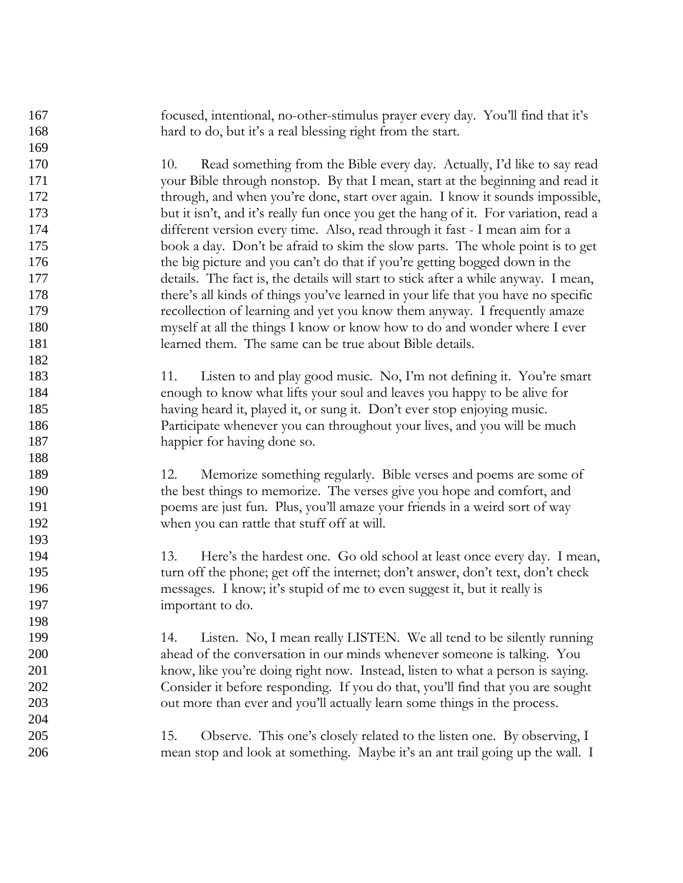focused, intentional, no-other-stimulus prayer every day. You'll find that it's hard to do, but it's a real blessing right from the start.

10. Read something from the Bible every day. Actually, I'd like to say read your Bible through nonstop. By that I mean, start at the beginning and read it through, and when you're done, start over again. I know it sounds impossible, but it isn't, and it's really fun once you get the hang of it. For variation, read a different version every time. Also, read through it fast - I mean aim for a book a day. Don't be afraid to skim the slow parts. The whole point is to get the big picture and you can't do that if you're getting bogged down in the details. The fact is, the details will start to stick after a while anyway. I mean, there's all kinds of things you've learned in your life that you have no specific recollection of learning and yet you know them anyway. I frequently amaze myself at all the things I know or know how to do and wonder where I ever learned them. The same can be true about Bible details.

11. Listen to and play good music. No, I'm not defining it. You're smart enough to know what lifts your soul and leaves you happy to be alive for having heard it, played it, or sung it. Don't ever stop enjoying music. Participate whenever you can throughout your lives, and you will be much happier for having done so.

12. Memorize something regularly. Bible verses and poems are some of the best things to memorize. The verses give you hope and comfort, and poems are just fun. Plus, you'll amaze your friends in a weird sort of way when you can rattle that stuff off at will.

13. Here's the hardest one. Go old school at least once every day. I mean, turn off the phone; get off the internet; don't answer, don't text, don't check messages. I know; it's stupid of me to even suggest it, but it really is important to do.

14. Listen. No, I mean really LISTEN. We all tend to be silently running ahead of the conversation in our minds whenever someone is talking. You know, like you're doing right now. Instead, listen to what a person is saying. Consider it before responding. If you do that, you'll find that you are sought out more than ever and you'll actually learn some things in the process.

15. Observe. This one's closely related to the listen one. By observing, I mean stop and look at something. Maybe it's an ant trail going up the wall. I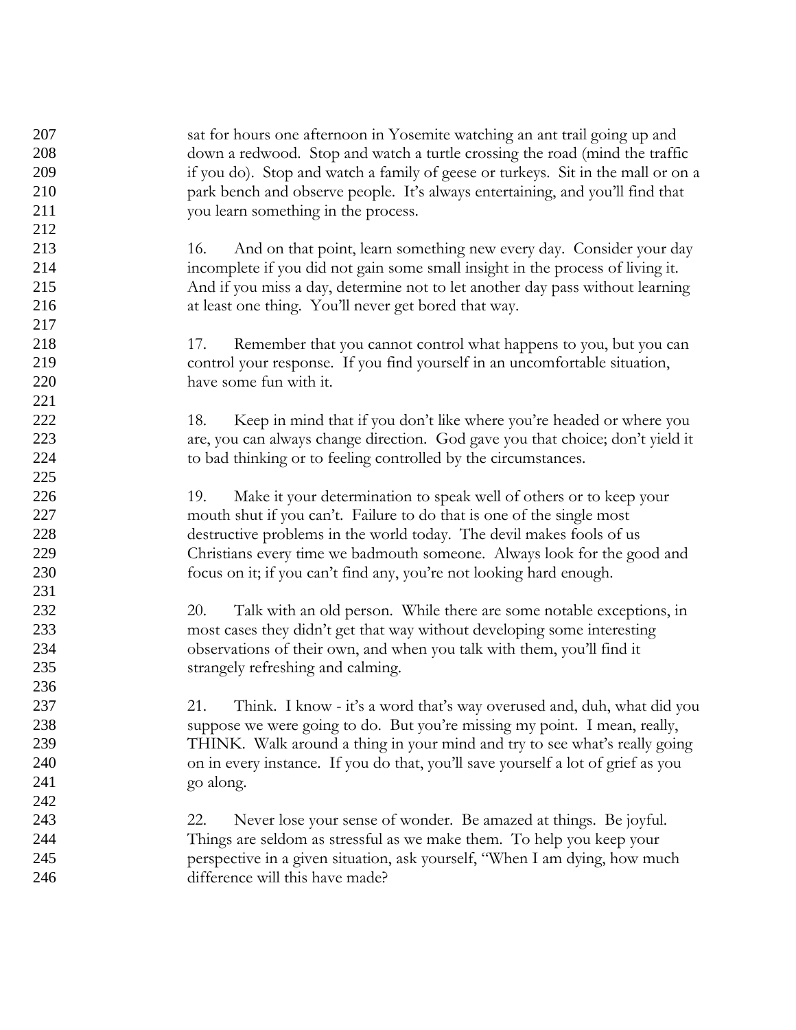sat for hours one afternoon in Yosemite watching an ant trail going up and down a redwood. Stop and watch a turtle crossing the road (mind the traffic if you do). Stop and watch a family of geese or turkeys. Sit in the mall or on a park bench and observe people. It's always entertaining, and you'll find that you learn something in the process.

16. And on that point, learn something new every day. Consider your day incomplete if you did not gain some small insight in the process of living it. And if you miss a day, determine not to let another day pass without learning at least one thing. You'll never get bored that way.

17. Remember that you cannot control what happens to you, but you can control your response. If you find yourself in an uncomfortable situation, have some fun with it.

18. Keep in mind that if you don't like where you're headed or where you are, you can always change direction. God gave you that choice; don't yield it to bad thinking or to feeling controlled by the circumstances.

19. Make it your determination to speak well of others or to keep your mouth shut if you can't. Failure to do that is one of the single most destructive problems in the world today. The devil makes fools of us Christians every time we badmouth someone. Always look for the good and focus on it; if you can't find any, you're not looking hard enough.

20. Talk with an old person. While there are some notable exceptions, in most cases they didn't get that way without developing some interesting observations of their own, and when you talk with them, you'll find it strangely refreshing and calming.

21. Think. I know - it's a word that's way overused and, duh, what did you suppose we were going to do. But you're missing my point. I mean, really, THINK. Walk around a thing in your mind and try to see what's really going on in every instance. If you do that, you'll save yourself a lot of grief as you go along.

22. Never lose your sense of wonder. Be amazed at things. Be joyful. Things are seldom as stressful as we make them. To help you keep your perspective in a given situation, ask yourself, "When I am dying, how much difference will this have made?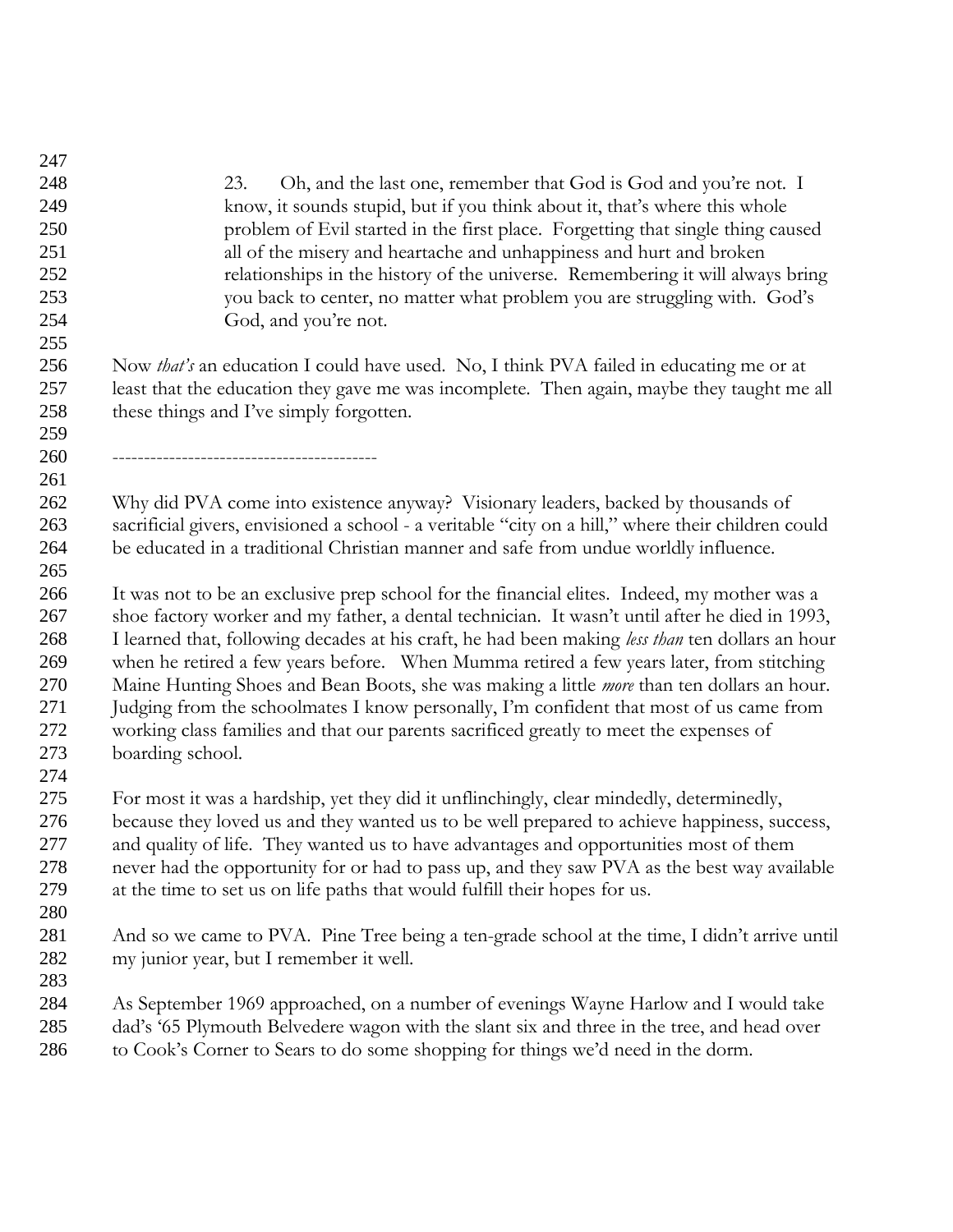23. Oh, and the last one, remember that God is God and you're not. I know, it sounds stupid, but if you think about it, that's where this whole problem of Evil started in the first place. Forgetting that single thing caused all of the misery and heartache and unhappiness and hurt and broken relationships in the history of the universe. Remembering it will always bring you back to center, no matter what problem you are struggling with. God's God, and you're not.

Now *that's* an education I could have used. No, I think PVA failed in educating me or at least that the education they gave me was incomplete. Then again, maybe they taught me all these things and I've simply forgotten.

------------------------------------------

Why did PVA come into existence anyway? Visionary leaders, backed by thousands of sacrificial givers, envisioned a school - a veritable "city on a hill," where their children could be educated in a traditional Christian manner and safe from undue worldly influence.

It was not to be an exclusive prep school for the financial elites. Indeed, my mother was a shoe factory worker and my father, a dental technician. It wasn't until after he died in 1993, I learned that, following decades at his craft, he had been making *less than* ten dollars an hour when he retired a few years before. When Mumma retired a few years later, from stitching Maine Hunting Shoes and Bean Boots, she was making a little *more* than ten dollars an hour. Judging from the schoolmates I know personally, I'm confident that most of us came from working class families and that our parents sacrificed greatly to meet the expenses of boarding school.

For most it was a hardship, yet they did it unflinchingly, clear mindedly, determinedly, because they loved us and they wanted us to be well prepared to achieve happiness, success, and quality of life. They wanted us to have advantages and opportunities most of them never had the opportunity for or had to pass up, and they saw PVA as the best way available at the time to set us on life paths that would fulfill their hopes for us.

And so we came to PVA. Pine Tree being a ten-grade school at the time, I didn't arrive until my junior year, but I remember it well.

As September 1969 approached, on a number of evenings Wayne Harlow and I would take dad's '65 Plymouth Belvedere wagon with the slant six and three in the tree, and head over to Cook's Corner to Sears to do some shopping for things we'd need in the dorm.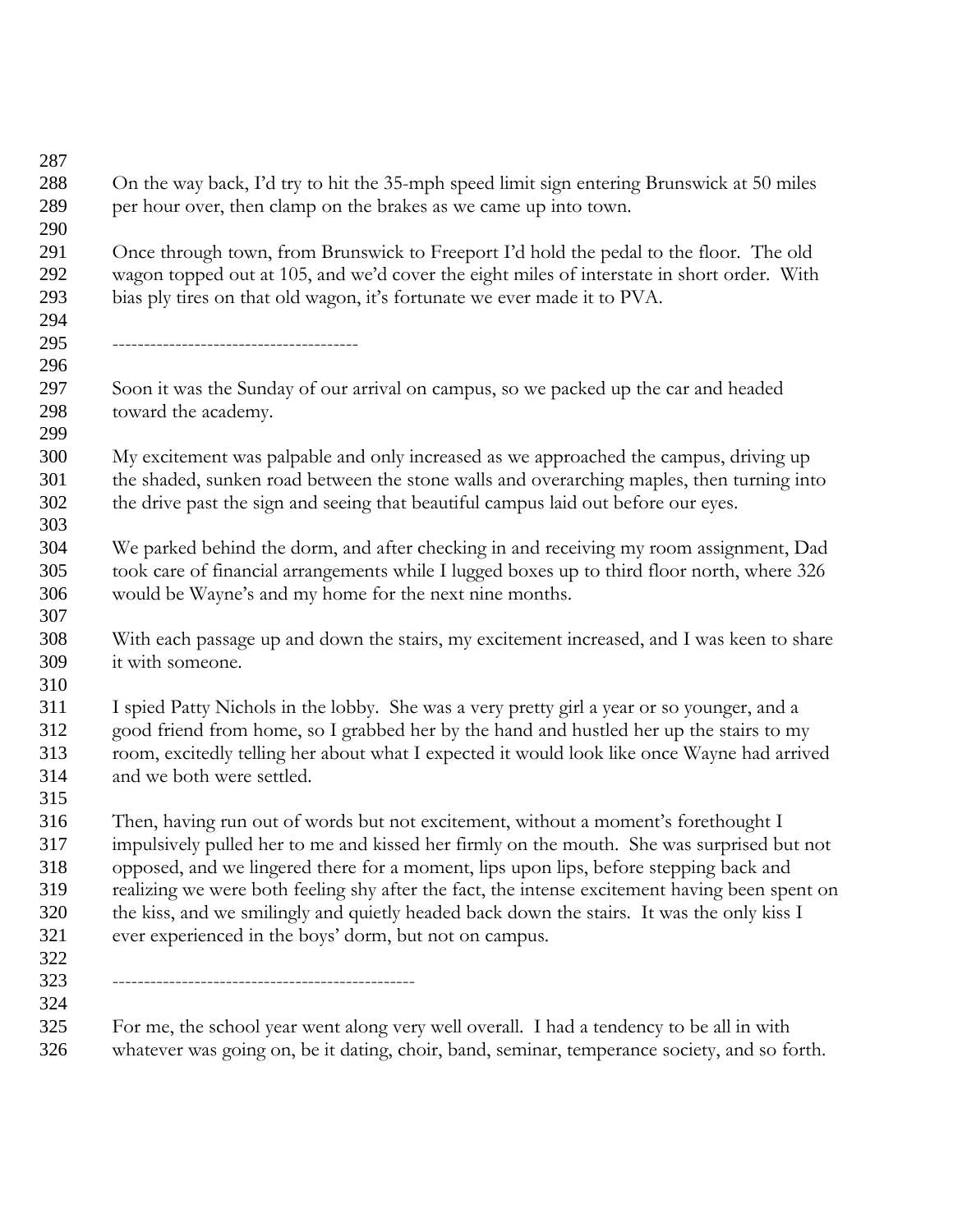On the way back, I'd try to hit the 35-mph speed limit sign entering Brunswick at 50 miles per hour over, then clamp on the brakes as we came up into town.

Once through town, from Brunswick to Freeport I'd hold the pedal to the floor. The old wagon topped out at 105, and we'd cover the eight miles of interstate in short order. With bias ply tires on that old wagon, it's fortunate we ever made it to PVA.

---------------------------------------

Soon it was the Sunday of our arrival on campus, so we packed up the car and headed toward the academy.

My excitement was palpable and only increased as we approached the campus, driving up the shaded, sunken road between the stone walls and overarching maples, then turning into the drive past the sign and seeing that beautiful campus laid out before our eyes.

We parked behind the dorm, and after checking in and receiving my room assignment, Dad took care of financial arrangements while I lugged boxes up to third floor north, where 326 would be Wayne's and my home for the next nine months.

With each passage up and down the stairs, my excitement increased, and I was keen to share it with someone.

I spied Patty Nichols in the lobby. She was a very pretty girl a year or so younger, and a good friend from home, so I grabbed her by the hand and hustled her up the stairs to my room, excitedly telling her about what I expected it would look like once Wayne had arrived and we both were settled.

Then, having run out of words but not excitement, without a moment's forethought I impulsively pulled her to me and kissed her firmly on the mouth. She was surprised but not opposed, and we lingered there for a moment, lips upon lips, before stepping back and realizing we were both feeling shy after the fact, the intense excitement having been spent on the kiss, and we smilingly and quietly headed back down the stairs. It was the only kiss I ever experienced in the boys' dorm, but not on campus.

------------------------------------------------

For me, the school year went along very well overall. I had a tendency to be all in with whatever was going on, be it dating, choir, band, seminar, temperance society, and so forth.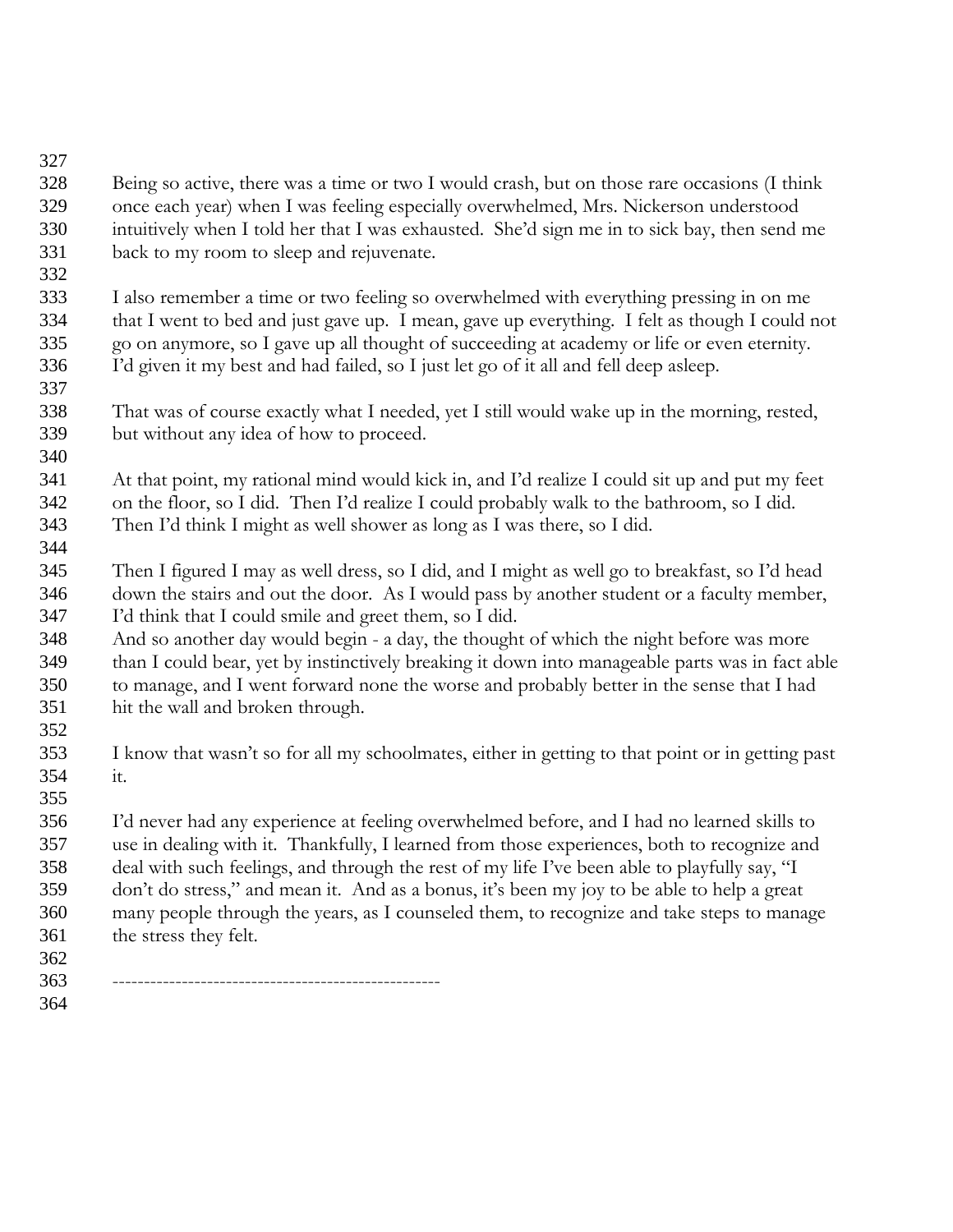Being so active, there was a time or two I would crash, but on those rare occasions (I think once each year) when I was feeling especially overwhelmed, Mrs. Nickerson understood intuitively when I told her that I was exhausted. She'd sign me in to sick bay, then send me back to my room to sleep and rejuvenate.

I also remember a time or two feeling so overwhelmed with everything pressing in on me that I went to bed and just gave up. I mean, gave up everything. I felt as though I could not go on anymore, so I gave up all thought of succeeding at academy or life or even eternity. I'd given it my best and had failed, so I just let go of it all and fell deep asleep.

That was of course exactly what I needed, yet I still would wake up in the morning, rested, but without any idea of how to proceed.

At that point, my rational mind would kick in, and I'd realize I could sit up and put my feet on the floor, so I did. Then I'd realize I could probably walk to the bathroom, so I did. Then I'd think I might as well shower as long as I was there, so I did.

Then I figured I may as well dress, so I did, and I might as well go to breakfast, so I'd head down the stairs and out the door. As I would pass by another student or a faculty member, I'd think that I could smile and greet them, so I did.
And so another day would begin - a day, the thought of which the night before was more than I could bear, yet by instinctively breaking it down into manageable parts was in fact able to manage, and I went forward none the worse and probably better in the sense that I had hit the wall and broken through.

I know that wasn't so for all my schoolmates, either in getting to that point or in getting past it.

I'd never had any experience at feeling overwhelmed before, and I had no learned skills to use in dealing with it. Thankfully, I learned from those experiences, both to recognize and deal with such feelings, and through the rest of my life I've been able to playfully say, "I don't do stress," and mean it. And as a bonus, it's been my joy to be able to help a great many people through the years, as I counseled them, to recognize and take steps to manage the stress they felt.

---------------------------------------------------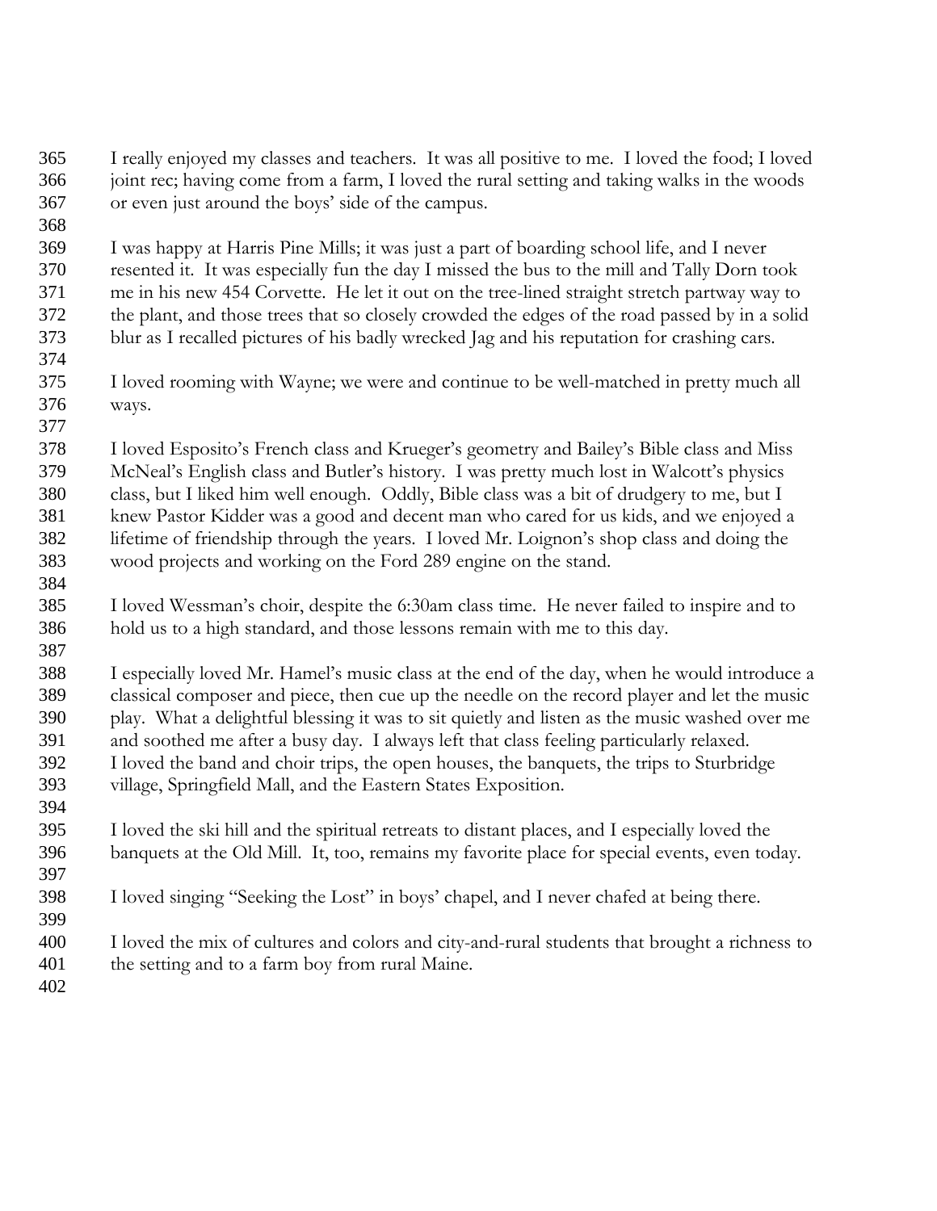I really enjoyed my classes and teachers. It was all positive to me. I loved the food; I loved joint rec; having come from a farm, I loved the rural setting and taking walks in the woods or even just around the boys' side of the campus.

I was happy at Harris Pine Mills; it was just a part of boarding school life, and I never resented it. It was especially fun the day I missed the bus to the mill and Tally Dorn took me in his new 454 Corvette. He let it out on the tree-lined straight stretch partway way to the plant, and those trees that so closely crowded the edges of the road passed by in a solid blur as I recalled pictures of his badly wrecked Jag and his reputation for crashing cars.

I loved rooming with Wayne; we were and continue to be well-matched in pretty much all ways.

I loved Esposito's French class and Krueger's geometry and Bailey's Bible class and Miss McNeal's English class and Butler's history. I was pretty much lost in Walcott's physics class, but I liked him well enough. Oddly, Bible class was a bit of drudgery to me, but I knew Pastor Kidder was a good and decent man who cared for us kids, and we enjoyed a lifetime of friendship through the years. I loved Mr. Loignon's shop class and doing the wood projects and working on the Ford 289 engine on the stand.

I loved Wessman's choir, despite the 6:30am class time. He never failed to inspire and to hold us to a high standard, and those lessons remain with me to this day.

I especially loved Mr. Hamel's music class at the end of the day, when he would introduce a classical composer and piece, then cue up the needle on the record player and let the music play. What a delightful blessing it was to sit quietly and listen as the music washed over me and soothed me after a busy day. I always left that class feeling particularly relaxed.
I loved the band and choir trips, the open houses, the banquets, the trips to Sturbridge village, Springfield Mall, and the Eastern States Exposition.

I loved the ski hill and the spiritual retreats to distant places, and I especially loved the banquets at the Old Mill. It, too, remains my favorite place for special events, even today.

I loved singing "Seeking the Lost" in boys' chapel, and I never chafed at being there.

I loved the mix of cultures and colors and city-and-rural students that brought a richness to the setting and to a farm boy from rural Maine.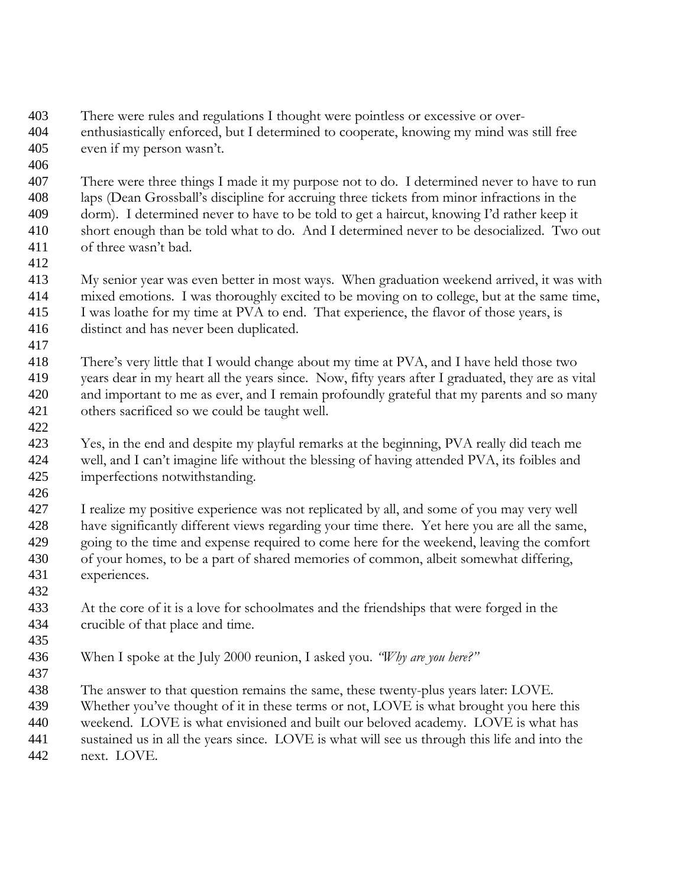There were rules and regulations I thought were pointless or excessive or over-enthusiastically enforced, but I determined to cooperate, knowing my mind was still free even if my person wasn't.

There were three things I made it my purpose not to do. I determined never to have to run laps (Dean Grossball's discipline for accruing three tickets from minor infractions in the dorm). I determined never to have to be told to get a haircut, knowing I'd rather keep it short enough than be told what to do. And I determined never to be desocialized. Two out of three wasn't bad.

My senior year was even better in most ways. When graduation weekend arrived, it was with mixed emotions. I was thoroughly excited to be moving on to college, but at the same time, I was loathe for my time at PVA to end. That experience, the flavor of those years, is distinct and has never been duplicated.

There's very little that I would change about my time at PVA, and I have held those two years dear in my heart all the years since. Now, fifty years after I graduated, they are as vital and important to me as ever, and I remain profoundly grateful that my parents and so many others sacrificed so we could be taught well.

Yes, in the end and despite my playful remarks at the beginning, PVA really did teach me well, and I can't imagine life without the blessing of having attended PVA, its foibles and imperfections notwithstanding.

I realize my positive experience was not replicated by all, and some of you may very well have significantly different views regarding your time there. Yet here you are all the same, going to the time and expense required to come here for the weekend, leaving the comfort of your homes, to be a part of shared memories of common, albeit somewhat differing, experiences.

At the core of it is a love for schoolmates and the friendships that were forged in the crucible of that place and time.

When I spoke at the July 2000 reunion, I asked you. *"Why are you here?"*

The answer to that question remains the same, these twenty-plus years later: LOVE. Whether you've thought of it in these terms or not, LOVE is what brought you here this weekend. LOVE is what envisioned and built our beloved academy. LOVE is what has sustained us in all the years since. LOVE is what will see us through this life and into the next. LOVE.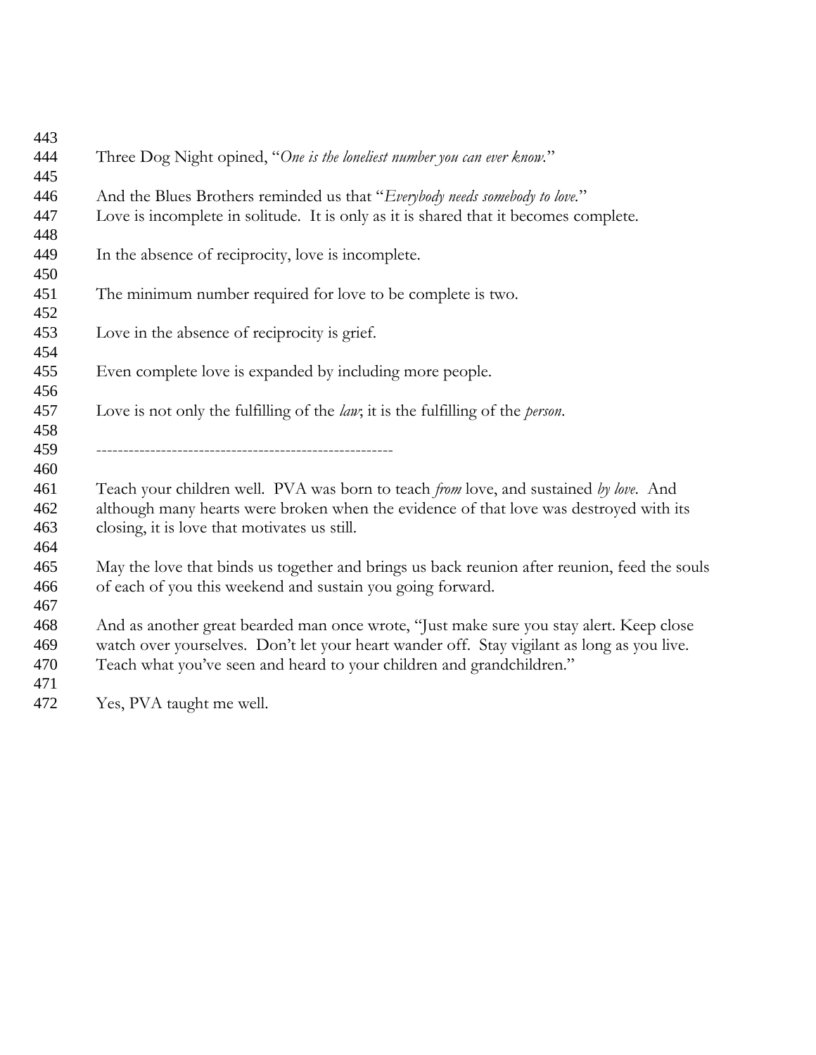Three Dog Night opined, "*One is the loneliest number you can ever know.*"

And the Blues Brothers reminded us that "*Everybody needs somebody to love.*"
Love is incomplete in solitude. It is only as it is shared that it becomes complete.

In the absence of reciprocity, love is incomplete.

The minimum number required for love to be complete is two.

Love in the absence of reciprocity is grief.

Even complete love is expanded by including more people.

Love is not only the fulfilling of the *law*; it is the fulfilling of the *person*.

-------------------------------------------------------

Teach your children well. PVA was born to teach *from* love, and sustained *by love.* And although many hearts were broken when the evidence of that love was destroyed with its closing, it is love that motivates us still.

May the love that binds us together and brings us back reunion after reunion, feed the souls of each of you this weekend and sustain you going forward.

And as another great bearded man once wrote, "Just make sure you stay alert. Keep close watch over yourselves. Don't let your heart wander off. Stay vigilant as long as you live. Teach what you've seen and heard to your children and grandchildren."

Yes, PVA taught me well.